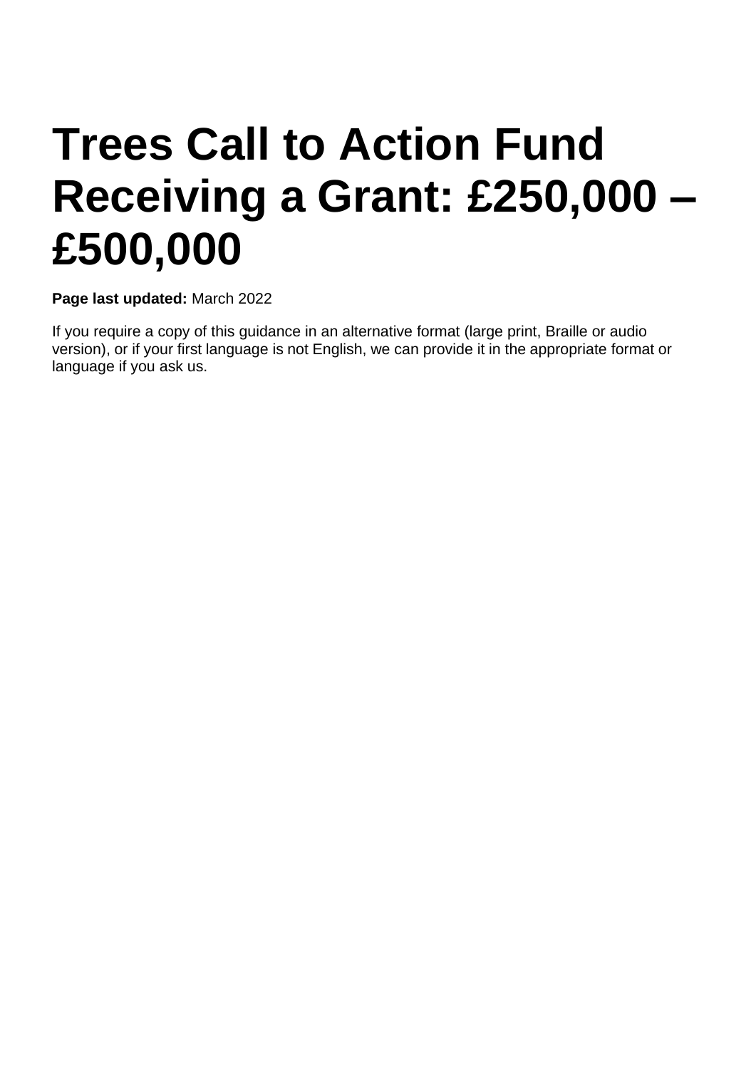# Trees Call to Action Fund Receiving a Grant: £250,000 – £500,000

**Page last updated:** March 2022

If you require a copy of this guidance in an alternative format (large print, Braille or audio version), or if your first language is not English, we can provide it in the appropriate format or language if you ask us.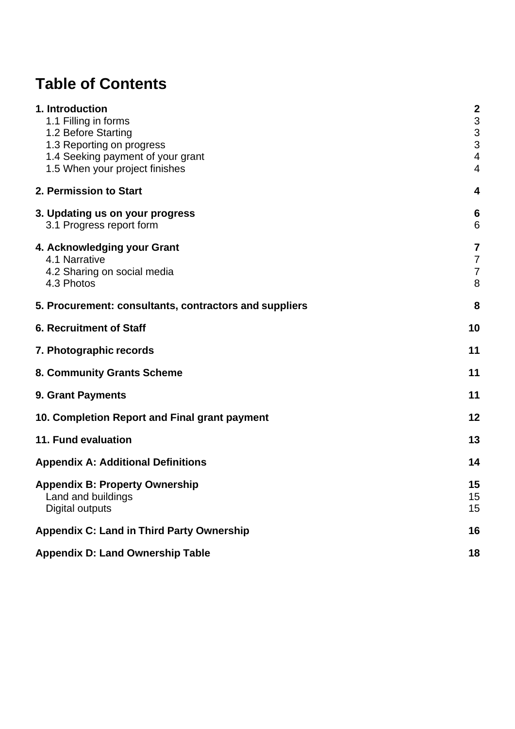# Table of Contents

| | |
|---|---|
| **1. Introduction** | **2** |
| 1.1 Filling in forms | 3 |
| 1.2 Before Starting | 3 |
| 1.3 Reporting on progress | 3 |
| 1.4 Seeking payment of your grant | 4 |
| 1.5 When your project finishes | 4 |
| **2. Permission to Start** | **4** |
| **3. Updating us on your progress** | **6** |
| 3.1 Progress report form | 6 |
| **4. Acknowledging your Grant** | **7** |
| 4.1 Narrative | 7 |
| 4.2 Sharing on social media | 7 |
| 4.3 Photos | 8 |
| **5. Procurement: consultants, contractors and suppliers** | **8** |
| **6. Recruitment of Staff** | **10** |
| **7. Photographic records** | **11** |
| **8. Community Grants Scheme** | **11** |
| **9. Grant Payments** | **11** |
| **10. Completion Report and Final grant payment** | **12** |
| **11. Fund evaluation** | **13** |
| **Appendix A: Additional Definitions** | **14** |
| **Appendix B: Property Ownership** | **15** |
| Land and buildings | 15 |
| Digital outputs | 15 |
| **Appendix C: Land in Third Party Ownership** | **16** |
| **Appendix D: Land Ownership Table** | **18** |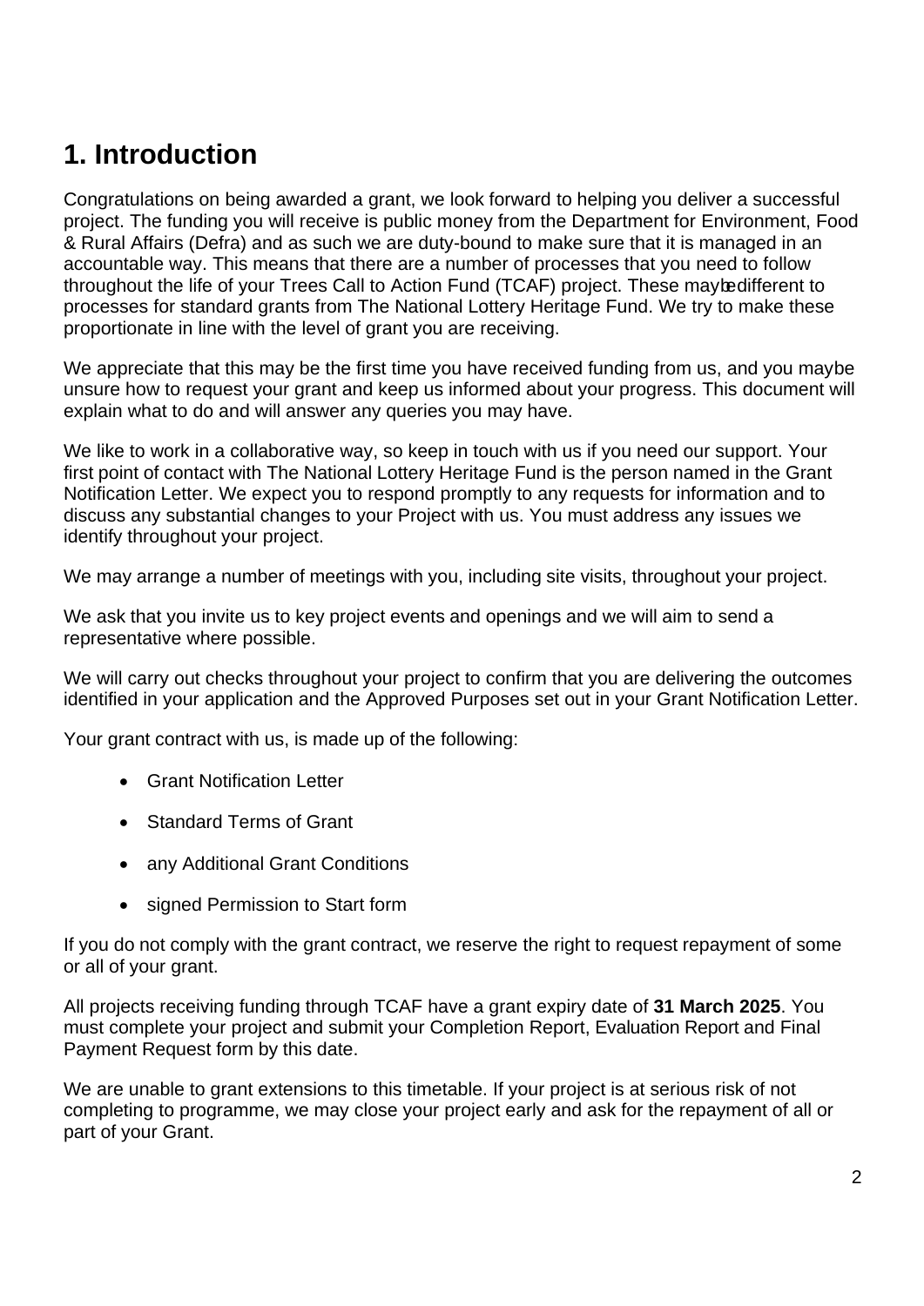# 1. Introduction

Congratulations on being awarded a grant, we look forward to helping you deliver a successful project. The funding you will receive is public money from the Department for Environment, Food & Rural Affairs (Defra) and as such we are duty-bound to make sure that it is managed in an accountable way. This means that there are a number of processes that you need to follow throughout the life of your Trees Call to Action Fund (TCAF) project. These may be different to processes for standard grants from The National Lottery Heritage Fund. We try to make these proportionate in line with the level of grant you are receiving.

We appreciate that this may be the first time you have received funding from us, and you maybe unsure how to request your grant and keep us informed about your progress. This document will explain what to do and will answer any queries you may have.

We like to work in a collaborative way, so keep in touch with us if you need our support. Your first point of contact with The National Lottery Heritage Fund is the person named in the Grant Notification Letter. We expect you to respond promptly to any requests for information and to discuss any substantial changes to your Project with us. You must address any issues we identify throughout your project.

We may arrange a number of meetings with you, including site visits, throughout your project.

We ask that you invite us to key project events and openings and we will aim to send a representative where possible.

We will carry out checks throughout your project to confirm that you are delivering the outcomes identified in your application and the Approved Purposes set out in your Grant Notification Letter.

Your grant contract with us, is made up of the following:

- Grant Notification Letter
- Standard Terms of Grant
- any Additional Grant Conditions
- signed Permission to Start form

If you do not comply with the grant contract, we reserve the right to request repayment of some or all of your grant.

All projects receiving funding through TCAF have a grant expiry date of **31 March 2025**. You must complete your project and submit your Completion Report, Evaluation Report and Final Payment Request form by this date.

We are unable to grant extensions to this timetable. If your project is at serious risk of not completing to programme, we may close your project early and ask for the repayment of all or part of your Grant.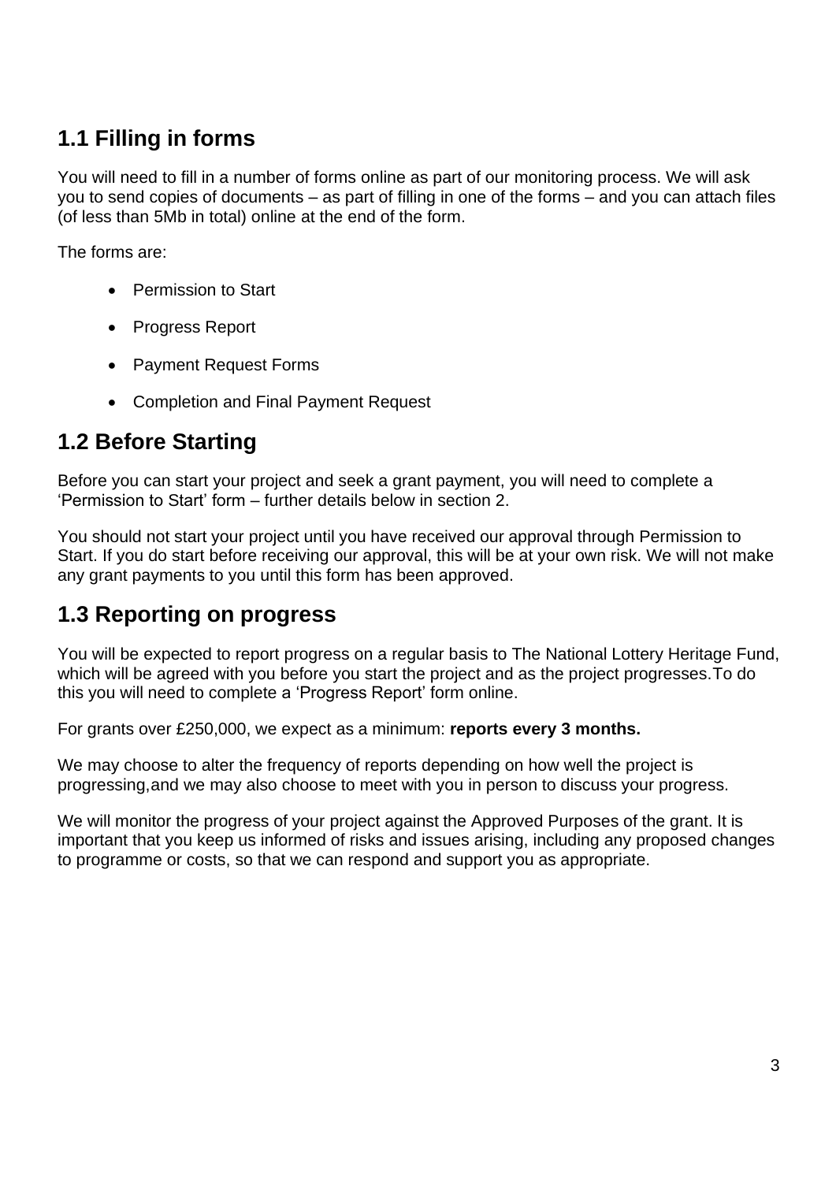## 1.1 Filling in forms

You will need to fill in a number of forms online as part of our monitoring process. We will ask you to send copies of documents – as part of filling in one of the forms – and you can attach files (of less than 5Mb in total) online at the end of the form.

The forms are:

- Permission to Start
- Progress Report
- Payment Request Forms
- Completion and Final Payment Request

## 1.2 Before Starting

Before you can start your project and seek a grant payment, you will need to complete a 'Permission to Start' form – further details below in section 2.

You should not start your project until you have received our approval through Permission to Start. If you do start before receiving our approval, this will be at your own risk. We will not make any grant payments to you until this form has been approved.

## 1.3 Reporting on progress

You will be expected to report progress on a regular basis to The National Lottery Heritage Fund, which will be agreed with you before you start the project and as the project progresses.To do this you will need to complete a 'Progress Report' form online.

For grants over £250,000, we expect as a minimum: **reports every 3 months.**

We may choose to alter the frequency of reports depending on how well the project is progressing,and we may also choose to meet with you in person to discuss your progress.

We will monitor the progress of your project against the Approved Purposes of the grant. It is important that you keep us informed of risks and issues arising, including any proposed changes to programme or costs, so that we can respond and support you as appropriate.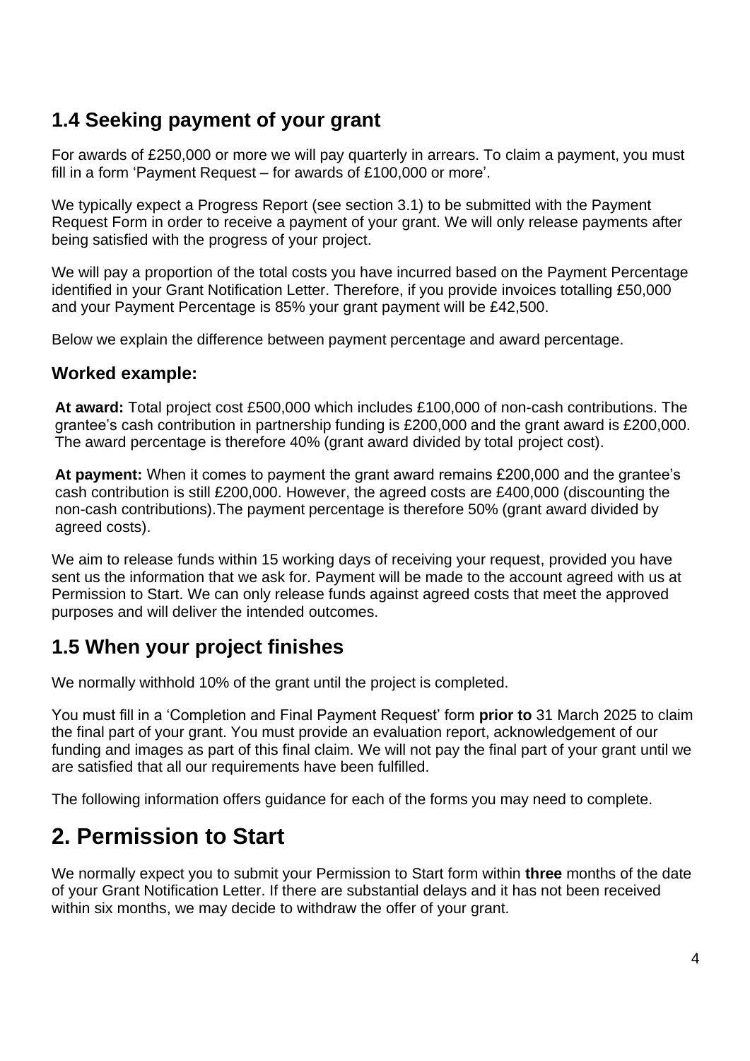## 1.4 Seeking payment of your grant

For awards of £250,000 or more we will pay quarterly in arrears. To claim a payment, you must fill in a form 'Payment Request – for awards of £100,000 or more'.

We typically expect a Progress Report (see section 3.1) to be submitted with the Payment Request Form in order to receive a payment of your grant. We will only release payments after being satisfied with the progress of your project.

We will pay a proportion of the total costs you have incurred based on the Payment Percentage identified in your Grant Notification Letter. Therefore, if you provide invoices totalling £50,000 and your Payment Percentage is 85% your grant payment will be £42,500.

Below we explain the difference between payment percentage and award percentage.

### Worked example:

**At award:** Total project cost £500,000 which includes £100,000 of non-cash contributions. The grantee's cash contribution in partnership funding is £200,000 and the grant award is £200,000. The award percentage is therefore 40% (grant award divided by total project cost).

**At payment:** When it comes to payment the grant award remains £200,000 and the grantee's cash contribution is still £200,000. However, the agreed costs are £400,000 (discounting the non-cash contributions).The payment percentage is therefore 50% (grant award divided by agreed costs).

We aim to release funds within 15 working days of receiving your request, provided you have sent us the information that we ask for. Payment will be made to the account agreed with us at Permission to Start. We can only release funds against agreed costs that meet the approved purposes and will deliver the intended outcomes.

## 1.5 When your project finishes

We normally withhold 10% of the grant until the project is completed.

You must fill in a 'Completion and Final Payment Request' form **prior to** 31 March 2025 to claim the final part of your grant. You must provide an evaluation report, acknowledgement of our funding and images as part of this final claim. We will not pay the final part of your grant until we are satisfied that all our requirements have been fulfilled.

The following information offers guidance for each of the forms you may need to complete.

# 2. Permission to Start

We normally expect you to submit your Permission to Start form within **three** months of the date of your Grant Notification Letter. If there are substantial delays and it has not been received within six months, we may decide to withdraw the offer of your grant.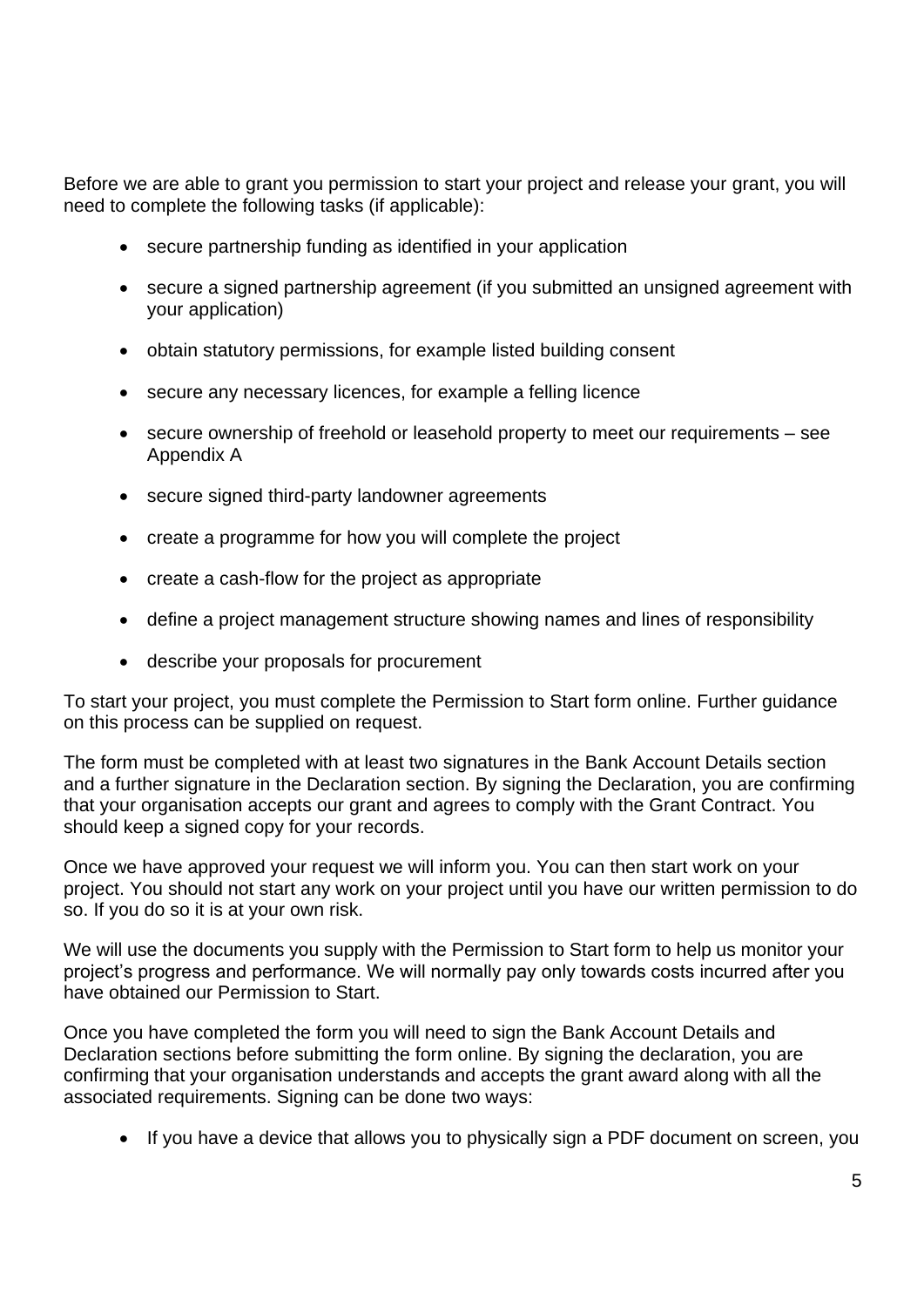Before we are able to grant you permission to start your project and release your grant, you will need to complete the following tasks (if applicable):

- secure partnership funding as identified in your application
- secure a signed partnership agreement (if you submitted an unsigned agreement with your application)
- obtain statutory permissions, for example listed building consent
- secure any necessary licences, for example a felling licence
- secure ownership of freehold or leasehold property to meet our requirements – see Appendix A
- secure signed third-party landowner agreements
- create a programme for how you will complete the project
- create a cash-flow for the project as appropriate
- define a project management structure showing names and lines of responsibility
- describe your proposals for procurement

To start your project, you must complete the Permission to Start form online. Further guidance on this process can be supplied on request.

The form must be completed with at least two signatures in the Bank Account Details section and a further signature in the Declaration section. By signing the Declaration, you are confirming that your organisation accepts our grant and agrees to comply with the Grant Contract. You should keep a signed copy for your records.

Once we have approved your request we will inform you. You can then start work on your project. You should not start any work on your project until you have our written permission to do so. If you do so it is at your own risk.

We will use the documents you supply with the Permission to Start form to help us monitor your project's progress and performance. We will normally pay only towards costs incurred after you have obtained our Permission to Start.

Once you have completed the form you will need to sign the Bank Account Details and Declaration sections before submitting the form online. By signing the declaration, you are confirming that your organisation understands and accepts the grant award along with all the associated requirements. Signing can be done two ways:

- If you have a device that allows you to physically sign a PDF document on screen, you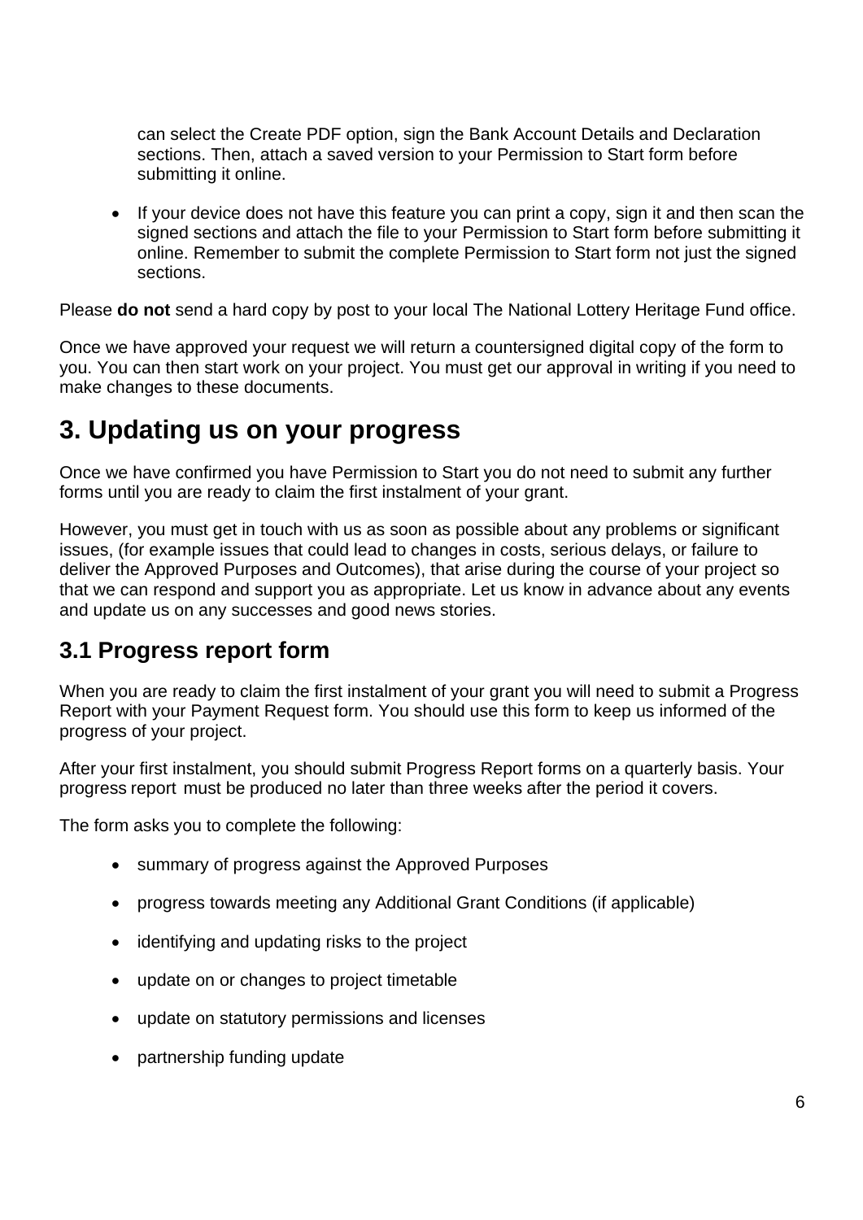can select the Create PDF option, sign the Bank Account Details and Declaration sections. Then, attach a saved version to your Permission to Start form before submitting it online.

- If your device does not have this feature you can print a copy, sign it and then scan the signed sections and attach the file to your Permission to Start form before submitting it online. Remember to submit the complete Permission to Start form not just the signed sections.

Please **do not** send a hard copy by post to your local The National Lottery Heritage Fund office.

Once we have approved your request we will return a countersigned digital copy of the form to you. You can then start work on your project. You must get our approval in writing if you need to make changes to these documents.

# 3. Updating us on your progress

Once we have confirmed you have Permission to Start you do not need to submit any further forms until you are ready to claim the first instalment of your grant.

However, you must get in touch with us as soon as possible about any problems or significant issues, (for example issues that could lead to changes in costs, serious delays, or failure to deliver the Approved Purposes and Outcomes), that arise during the course of your project so that we can respond and support you as appropriate. Let us know in advance about any events and update us on any successes and good news stories.

## 3.1 Progress report form

When you are ready to claim the first instalment of your grant you will need to submit a Progress Report with your Payment Request form. You should use this form to keep us informed of the progress of your project.

After your first instalment, you should submit Progress Report forms on a quarterly basis. Your progress report must be produced no later than three weeks after the period it covers.

The form asks you to complete the following:

- summary of progress against the Approved Purposes
- progress towards meeting any Additional Grant Conditions (if applicable)
- identifying and updating risks to the project
- update on or changes to project timetable
- update on statutory permissions and licenses
- partnership funding update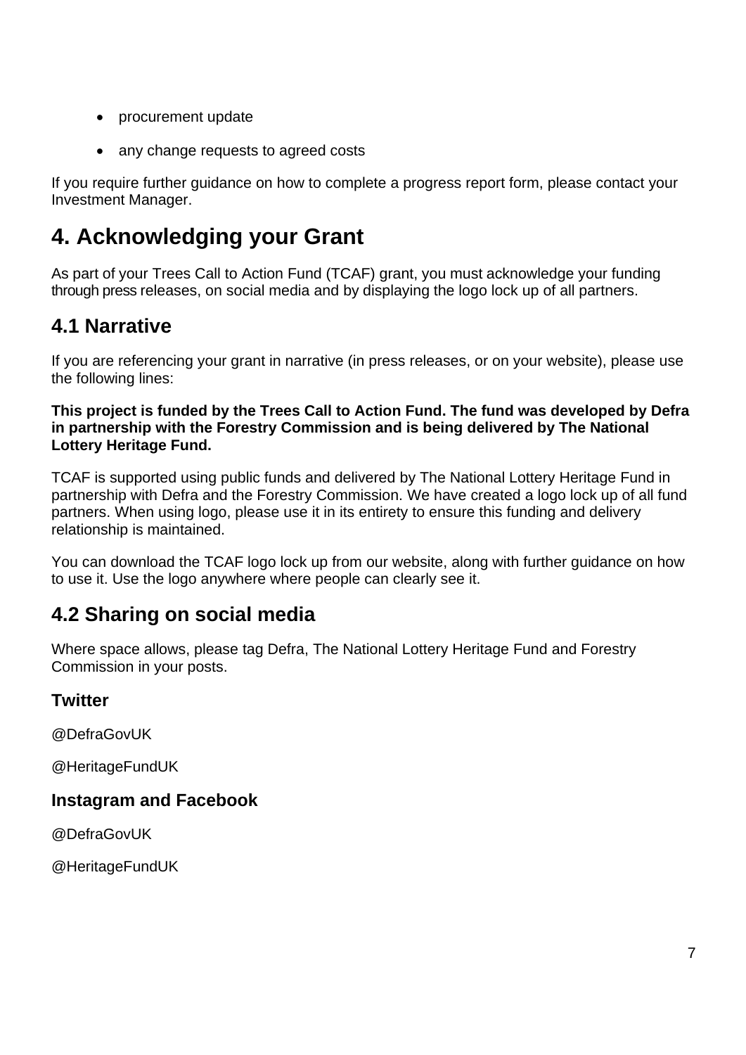- procurement update
- any change requests to agreed costs

If you require further guidance on how to complete a progress report form, please contact your Investment Manager.

# 4. Acknowledging your Grant

As part of your Trees Call to Action Fund (TCAF) grant, you must acknowledge your funding through press releases, on social media and by displaying the logo lock up of all partners.

## 4.1 Narrative

If you are referencing your grant in narrative (in press releases, or on your website), please use the following lines:

**This project is funded by the Trees Call to Action Fund. The fund was developed by Defra in partnership with the Forestry Commission and is being delivered by The National Lottery Heritage Fund.**

TCAF is supported using public funds and delivered by The National Lottery Heritage Fund in partnership with Defra and the Forestry Commission. We have created a logo lock up of all fund partners. When using logo, please use it in its entirety to ensure this funding and delivery relationship is maintained.

You can download the TCAF logo lock up from our website, along with further guidance on how to use it. Use the logo anywhere where people can clearly see it.

## 4.2 Sharing on social media

Where space allows, please tag Defra, The National Lottery Heritage Fund and Forestry Commission in your posts.

### Twitter

@DefraGovUK

@HeritageFundUK

### Instagram and Facebook

@DefraGovUK

@HeritageFundUK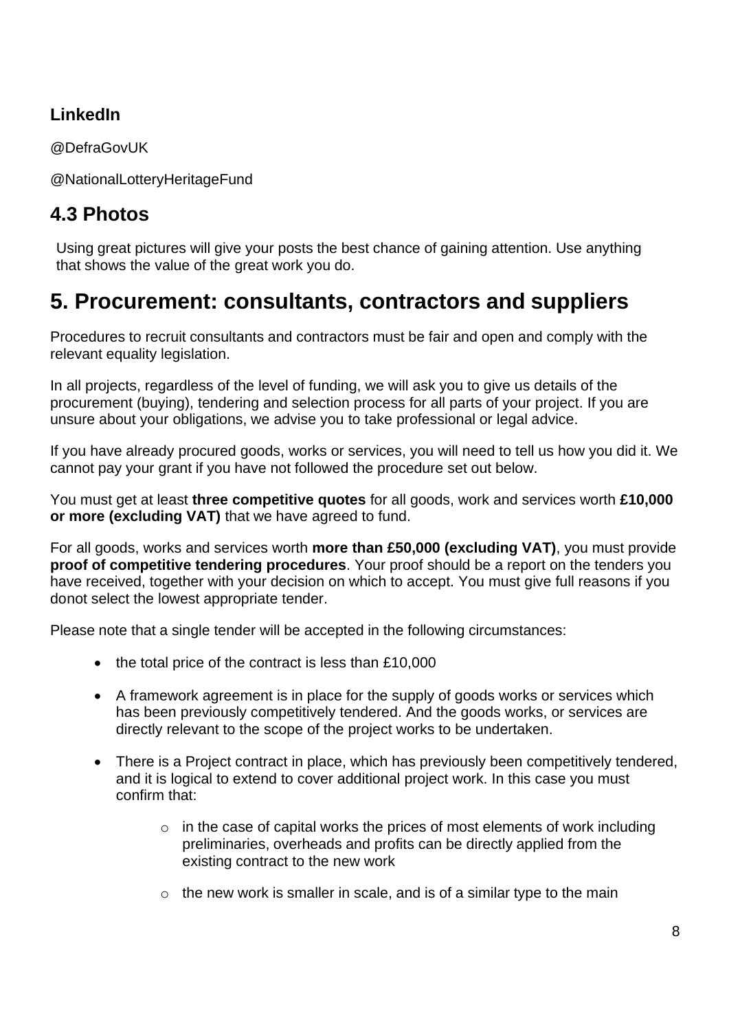### LinkedIn

@DefraGovUK

@NationalLotteryHeritageFund

## 4.3 Photos

Using great pictures will give your posts the best chance of gaining attention. Use anything that shows the value of the great work you do.

# 5. Procurement: consultants, contractors and suppliers

Procedures to recruit consultants and contractors must be fair and open and comply with the relevant equality legislation.

In all projects, regardless of the level of funding, we will ask you to give us details of the procurement (buying), tendering and selection process for all parts of your project. If you are unsure about your obligations, we advise you to take professional or legal advice.

If you have already procured goods, works or services, you will need to tell us how you did it. We cannot pay your grant if you have not followed the procedure set out below.

You must get at least **three competitive quotes** for all goods, work and services worth **£10,000 or more (excluding VAT)** that we have agreed to fund.

For all goods, works and services worth **more than £50,000 (excluding VAT)**, you must provide **proof of competitive tendering procedures**. Your proof should be a report on the tenders you have received, together with your decision on which to accept. You must give full reasons if you donot select the lowest appropriate tender.

Please note that a single tender will be accepted in the following circumstances:

- the total price of the contract is less than £10,000
- A framework agreement is in place for the supply of goods works or services which has been previously competitively tendered. And the goods works, or services are directly relevant to the scope of the project works to be undertaken.
- There is a Project contract in place, which has previously been competitively tendered, and it is logical to extend to cover additional project work. In this case you must confirm that:
  - in the case of capital works the prices of most elements of work including preliminaries, overheads and profits can be directly applied from the existing contract to the new work
  - the new work is smaller in scale, and is of a similar type to the main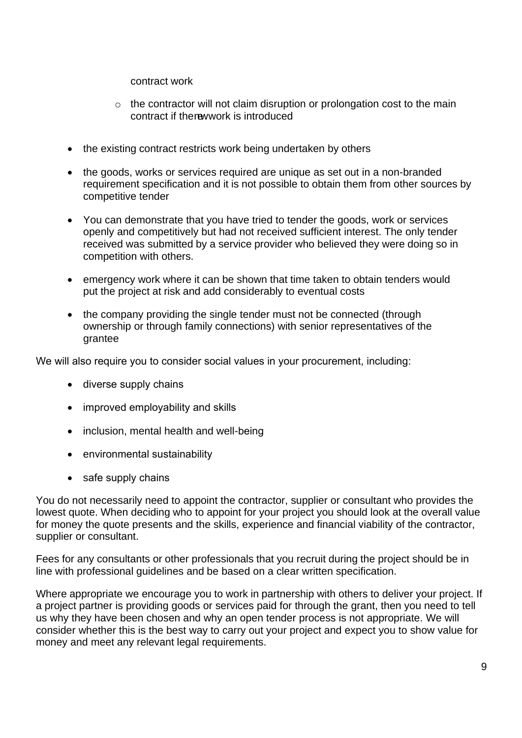contract work

  - the contractor will not claim disruption or prolongation cost to the main contract if the new work is introduced

- the existing contract restricts work being undertaken by others
- the goods, works or services required are unique as set out in a non-branded requirement specification and it is not possible to obtain them from other sources by competitive tender
- You can demonstrate that you have tried to tender the goods, work or services openly and competitively but had not received sufficient interest. The only tender received was submitted by a service provider who believed they were doing so in competition with others.
- emergency work where it can be shown that time taken to obtain tenders would put the project at risk and add considerably to eventual costs
- the company providing the single tender must not be connected (through ownership or through family connections) with senior representatives of the grantee

We will also require you to consider social values in your procurement, including:

- diverse supply chains
- improved employability and skills
- inclusion, mental health and well-being
- environmental sustainability
- safe supply chains

You do not necessarily need to appoint the contractor, supplier or consultant who provides the lowest quote. When deciding who to appoint for your project you should look at the overall value for money the quote presents and the skills, experience and financial viability of the contractor, supplier or consultant.

Fees for any consultants or other professionals that you recruit during the project should be in line with professional guidelines and be based on a clear written specification.

Where appropriate we encourage you to work in partnership with others to deliver your project. If a project partner is providing goods or services paid for through the grant, then you need to tell us why they have been chosen and why an open tender process is not appropriate. We will consider whether this is the best way to carry out your project and expect you to show value for money and meet any relevant legal requirements.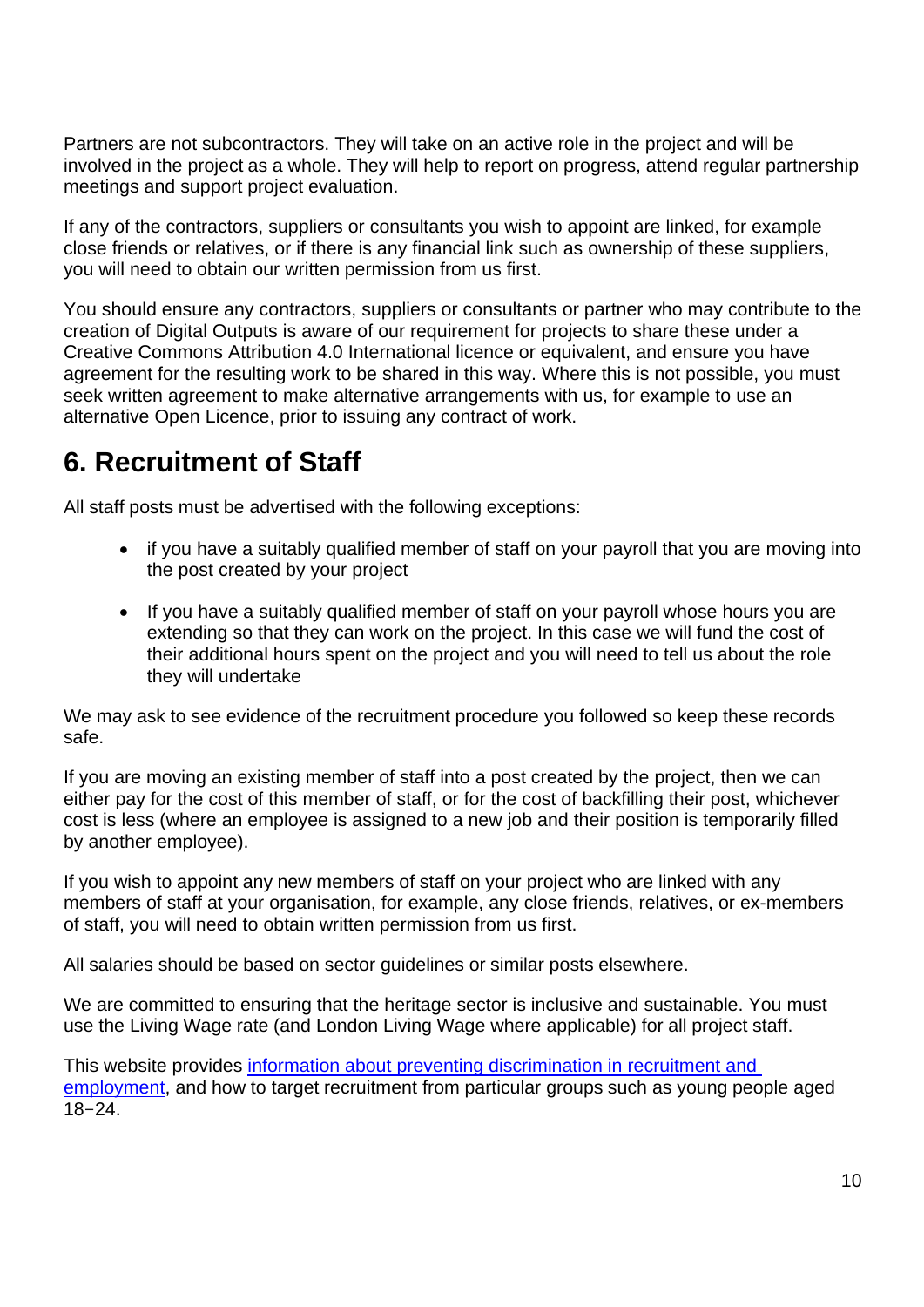Partners are not subcontractors. They will take on an active role in the project and will be involved in the project as a whole. They will help to report on progress, attend regular partnership meetings and support project evaluation.

If any of the contractors, suppliers or consultants you wish to appoint are linked, for example close friends or relatives, or if there is any financial link such as ownership of these suppliers, you will need to obtain our written permission from us first.

You should ensure any contractors, suppliers or consultants or partner who may contribute to the creation of Digital Outputs is aware of our requirement for projects to share these under a Creative Commons Attribution 4.0 International licence or equivalent, and ensure you have agreement for the resulting work to be shared in this way. Where this is not possible, you must seek written agreement to make alternative arrangements with us, for example to use an alternative Open Licence, prior to issuing any contract of work.

## 6. Recruitment of Staff

All staff posts must be advertised with the following exceptions:

- if you have a suitably qualified member of staff on your payroll that you are moving into the post created by your project
- If you have a suitably qualified member of staff on your payroll whose hours you are extending so that they can work on the project. In this case we will fund the cost of their additional hours spent on the project and you will need to tell us about the role they will undertake

We may ask to see evidence of the recruitment procedure you followed so keep these records safe.

If you are moving an existing member of staff into a post created by the project, then we can either pay for the cost of this member of staff, or for the cost of backfilling their post, whichever cost is less (where an employee is assigned to a new job and their position is temporarily filled by another employee).

If you wish to appoint any new members of staff on your project who are linked with any members of staff at your organisation, for example, any close friends, relatives, or ex-members of staff, you will need to obtain written permission from us first.

All salaries should be based on sector guidelines or similar posts elsewhere.

We are committed to ensuring that the heritage sector is inclusive and sustainable. You must use the Living Wage rate (and London Living Wage where applicable) for all project staff.

This website provides information about preventing discrimination in recruitment and employment, and how to target recruitment from particular groups such as young people aged 18–24.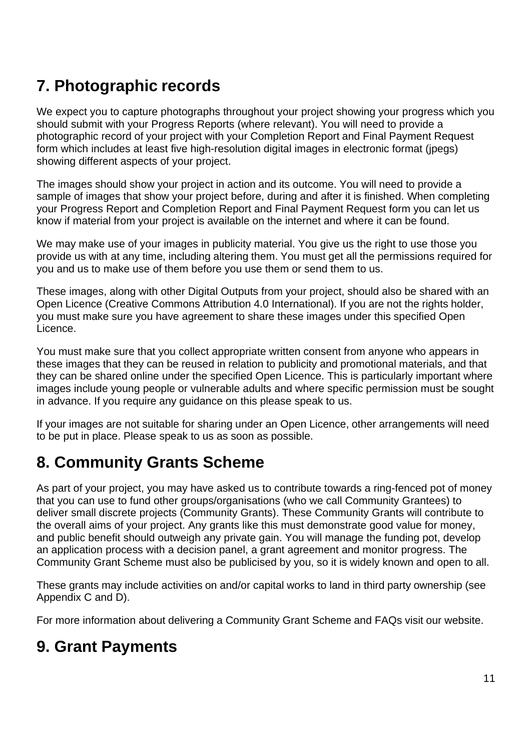## 7. Photographic records

We expect you to capture photographs throughout your project showing your progress which you should submit with your Progress Reports (where relevant). You will need to provide a photographic record of your project with your Completion Report and Final Payment Request form which includes at least five high-resolution digital images in electronic format (jpegs) showing different aspects of your project.

The images should show your project in action and its outcome. You will need to provide a sample of images that show your project before, during and after it is finished. When completing your Progress Report and Completion Report and Final Payment Request form you can let us know if material from your project is available on the internet and where it can be found.

We may make use of your images in publicity material. You give us the right to use those you provide us with at any time, including altering them. You must get all the permissions required for you and us to make use of them before you use them or send them to us.

These images, along with other Digital Outputs from your project, should also be shared with an Open Licence (Creative Commons Attribution 4.0 International). If you are not the rights holder, you must make sure you have agreement to share these images under this specified Open Licence.

You must make sure that you collect appropriate written consent from anyone who appears in these images that they can be reused in relation to publicity and promotional materials, and that they can be shared online under the specified Open Licence. This is particularly important where images include young people or vulnerable adults and where specific permission must be sought in advance. If you require any guidance on this please speak to us.

If your images are not suitable for sharing under an Open Licence, other arrangements will need to be put in place. Please speak to us as soon as possible.

## 8. Community Grants Scheme

As part of your project, you may have asked us to contribute towards a ring-fenced pot of money that you can use to fund other groups/organisations (who we call Community Grantees) to deliver small discrete projects (Community Grants). These Community Grants will contribute to the overall aims of your project. Any grants like this must demonstrate good value for money, and public benefit should outweigh any private gain. You will manage the funding pot, develop an application process with a decision panel, a grant agreement and monitor progress. The Community Grant Scheme must also be publicised by you, so it is widely known and open to all.

These grants may include activities on and/or capital works to land in third party ownership (see Appendix C and D).

For more information about delivering a Community Grant Scheme and FAQs visit our website.

## 9. Grant Payments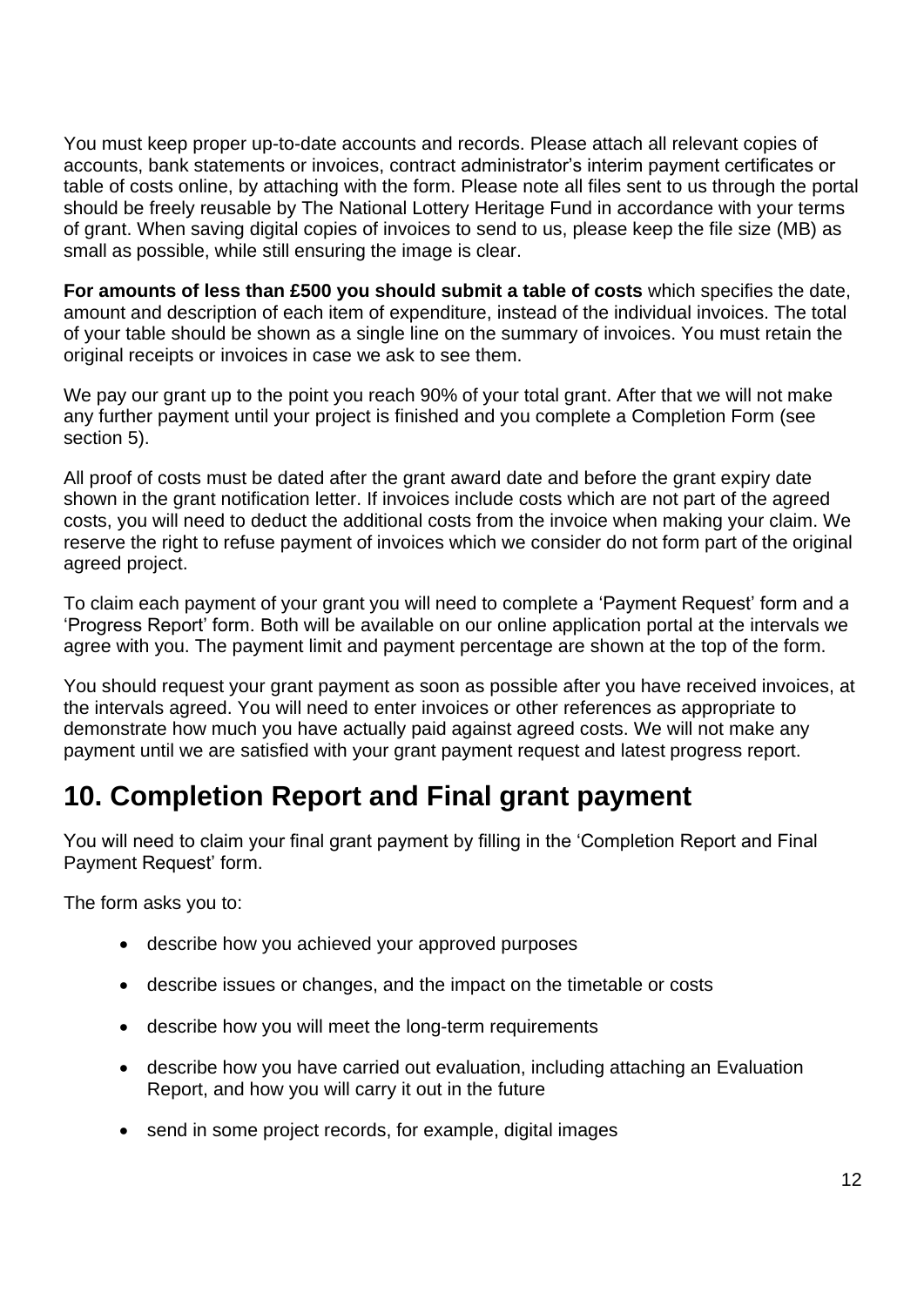You must keep proper up-to-date accounts and records. Please attach all relevant copies of accounts, bank statements or invoices, contract administrator's interim payment certificates or table of costs online, by attaching with the form. Please note all files sent to us through the portal should be freely reusable by The National Lottery Heritage Fund in accordance with your terms of grant. When saving digital copies of invoices to send to us, please keep the file size (MB) as small as possible, while still ensuring the image is clear.

**For amounts of less than £500 you should submit a table of costs** which specifies the date, amount and description of each item of expenditure, instead of the individual invoices. The total of your table should be shown as a single line on the summary of invoices. You must retain the original receipts or invoices in case we ask to see them.

We pay our grant up to the point you reach 90% of your total grant. After that we will not make any further payment until your project is finished and you complete a Completion Form (see section 5).

All proof of costs must be dated after the grant award date and before the grant expiry date shown in the grant notification letter. If invoices include costs which are not part of the agreed costs, you will need to deduct the additional costs from the invoice when making your claim. We reserve the right to refuse payment of invoices which we consider do not form part of the original agreed project.

To claim each payment of your grant you will need to complete a 'Payment Request' form and a 'Progress Report' form. Both will be available on our online application portal at the intervals we agree with you. The payment limit and payment percentage are shown at the top of the form.

You should request your grant payment as soon as possible after you have received invoices, at the intervals agreed. You will need to enter invoices or other references as appropriate to demonstrate how much you have actually paid against agreed costs. We will not make any payment until we are satisfied with your grant payment request and latest progress report.

## 10. Completion Report and Final grant payment

You will need to claim your final grant payment by filling in the 'Completion Report and Final Payment Request' form.

The form asks you to:

- describe how you achieved your approved purposes
- describe issues or changes, and the impact on the timetable or costs
- describe how you will meet the long-term requirements
- describe how you have carried out evaluation, including attaching an Evaluation Report, and how you will carry it out in the future
- send in some project records, for example, digital images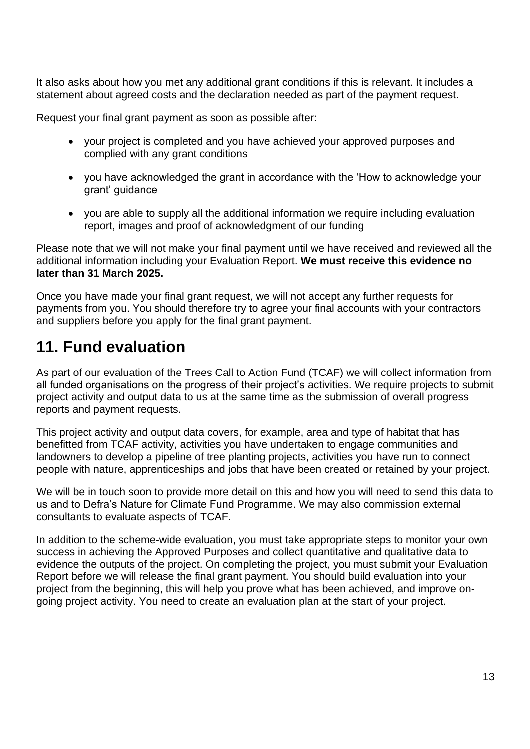It also asks about how you met any additional grant conditions if this is relevant. It includes a statement about agreed costs and the declaration needed as part of the payment request.

Request your final grant payment as soon as possible after:

- your project is completed and you have achieved your approved purposes and complied with any grant conditions
- you have acknowledged the grant in accordance with the 'How to acknowledge your grant' guidance
- you are able to supply all the additional information we require including evaluation report, images and proof of acknowledgment of our funding

Please note that we will not make your final payment until we have received and reviewed all the additional information including your Evaluation Report. **We must receive this evidence no later than 31 March 2025.**

Once you have made your final grant request, we will not accept any further requests for payments from you. You should therefore try to agree your final accounts with your contractors and suppliers before you apply for the final grant payment.

## 11. Fund evaluation

As part of our evaluation of the Trees Call to Action Fund (TCAF) we will collect information from all funded organisations on the progress of their project's activities. We require projects to submit project activity and output data to us at the same time as the submission of overall progress reports and payment requests.

This project activity and output data covers, for example, area and type of habitat that has benefitted from TCAF activity, activities you have undertaken to engage communities and landowners to develop a pipeline of tree planting projects, activities you have run to connect people with nature, apprenticeships and jobs that have been created or retained by your project.

We will be in touch soon to provide more detail on this and how you will need to send this data to us and to Defra's Nature for Climate Fund Programme. We may also commission external consultants to evaluate aspects of TCAF.

In addition to the scheme-wide evaluation, you must take appropriate steps to monitor your own success in achieving the Approved Purposes and collect quantitative and qualitative data to evidence the outputs of the project. On completing the project, you must submit your Evaluation Report before we will release the final grant payment. You should build evaluation into your project from the beginning, this will help you prove what has been achieved, and improve on-going project activity. You need to create an evaluation plan at the start of your project.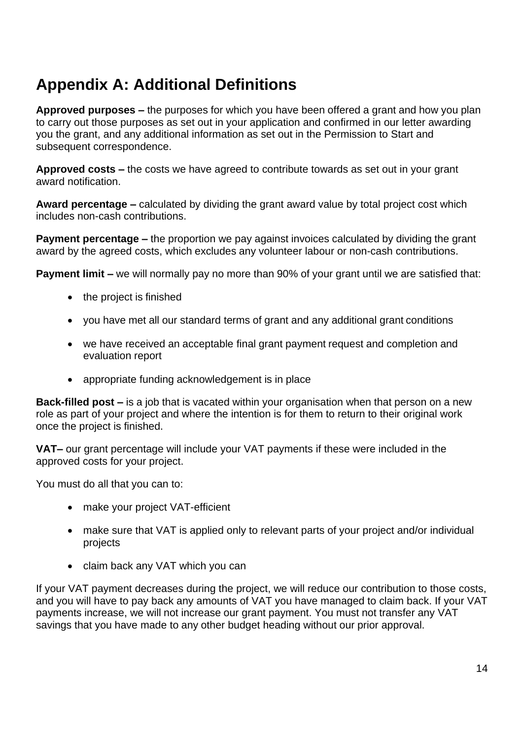# Appendix A: Additional Definitions

**Approved purposes –** the purposes for which you have been offered a grant and how you plan to carry out those purposes as set out in your application and confirmed in our letter awarding you the grant, and any additional information as set out in the Permission to Start and subsequent correspondence.

**Approved costs –** the costs we have agreed to contribute towards as set out in your grant award notification.

**Award percentage –** calculated by dividing the grant award value by total project cost which includes non-cash contributions.

**Payment percentage –** the proportion we pay against invoices calculated by dividing the grant award by the agreed costs, which excludes any volunteer labour or non-cash contributions.

**Payment limit –** we will normally pay no more than 90% of your grant until we are satisfied that:

- the project is finished
- you have met all our standard terms of grant and any additional grant conditions
- we have received an acceptable final grant payment request and completion and evaluation report
- appropriate funding acknowledgement is in place

**Back-filled post –** is a job that is vacated within your organisation when that person on a new role as part of your project and where the intention is for them to return to their original work once the project is finished.

**VAT–** our grant percentage will include your VAT payments if these were included in the approved costs for your project.

You must do all that you can to:

- make your project VAT-efficient
- make sure that VAT is applied only to relevant parts of your project and/or individual projects
- claim back any VAT which you can

If your VAT payment decreases during the project, we will reduce our contribution to those costs, and you will have to pay back any amounts of VAT you have managed to claim back. If your VAT payments increase, we will not increase our grant payment. You must not transfer any VAT savings that you have made to any other budget heading without our prior approval.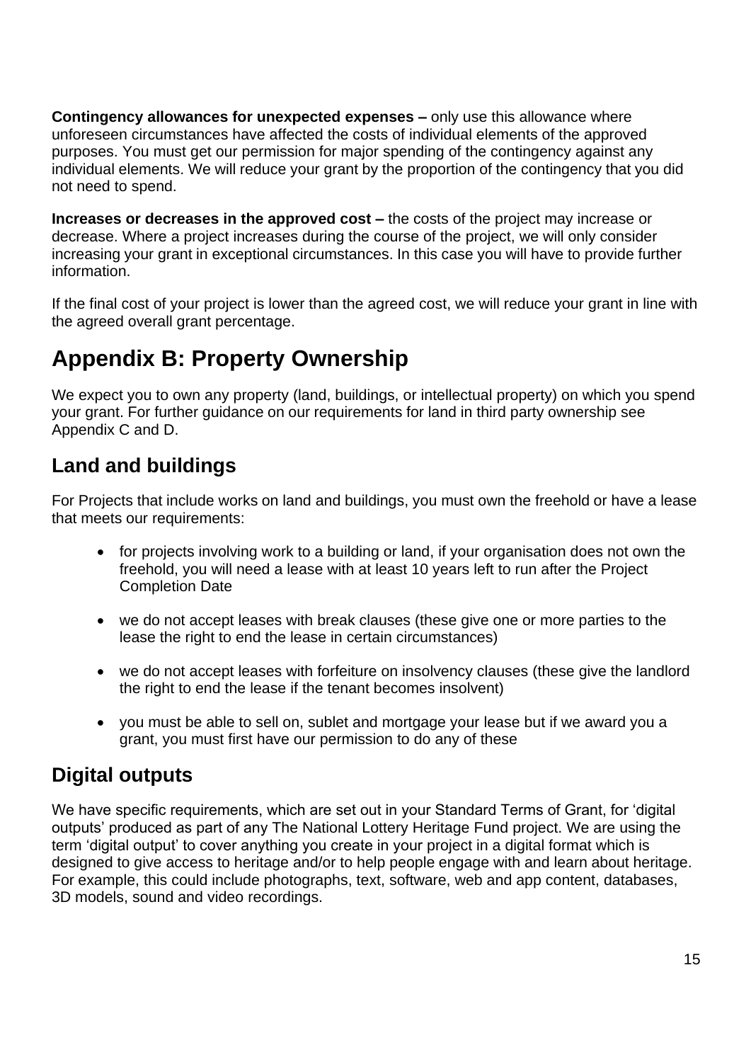**Contingency allowances for unexpected expenses –** only use this allowance where unforeseen circumstances have affected the costs of individual elements of the approved purposes. You must get our permission for major spending of the contingency against any individual elements. We will reduce your grant by the proportion of the contingency that you did not need to spend.

**Increases or decreases in the approved cost –** the costs of the project may increase or decrease. Where a project increases during the course of the project, we will only consider increasing your grant in exceptional circumstances. In this case you will have to provide further information.

If the final cost of your project is lower than the agreed cost, we will reduce your grant in line with the agreed overall grant percentage.

# Appendix B: Property Ownership

We expect you to own any property (land, buildings, or intellectual property) on which you spend your grant. For further guidance on our requirements for land in third party ownership see Appendix C and D.

## Land and buildings

For Projects that include works on land and buildings, you must own the freehold or have a lease that meets our requirements:

- for projects involving work to a building or land, if your organisation does not own the freehold, you will need a lease with at least 10 years left to run after the Project Completion Date
- we do not accept leases with break clauses (these give one or more parties to the lease the right to end the lease in certain circumstances)
- we do not accept leases with forfeiture on insolvency clauses (these give the landlord the right to end the lease if the tenant becomes insolvent)
- you must be able to sell on, sublet and mortgage your lease but if we award you a grant, you must first have our permission to do any of these

## Digital outputs

We have specific requirements, which are set out in your Standard Terms of Grant, for 'digital outputs' produced as part of any The National Lottery Heritage Fund project. We are using the term 'digital output' to cover anything you create in your project in a digital format which is designed to give access to heritage and/or to help people engage with and learn about heritage. For example, this could include photographs, text, software, web and app content, databases, 3D models, sound and video recordings.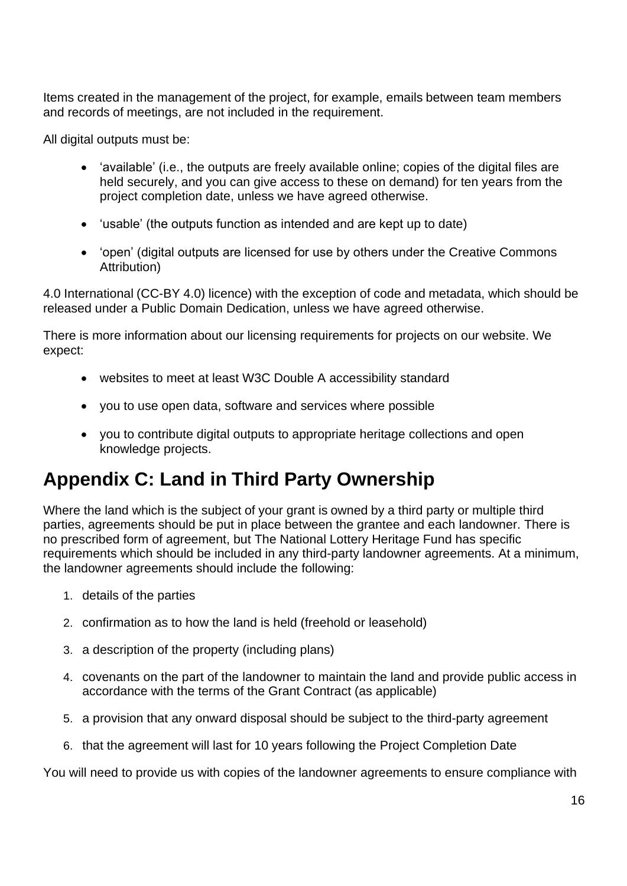Items created in the management of the project, for example, emails between team members and records of meetings, are not included in the requirement.

All digital outputs must be:

- 'available' (i.e., the outputs are freely available online; copies of the digital files are held securely, and you can give access to these on demand) for ten years from the project completion date, unless we have agreed otherwise.
- 'usable' (the outputs function as intended and are kept up to date)
- 'open' (digital outputs are licensed for use by others under the Creative Commons Attribution)

4.0 International (CC-BY 4.0) licence) with the exception of code and metadata, which should be released under a Public Domain Dedication, unless we have agreed otherwise.

There is more information about our licensing requirements for projects on our website. We expect:

- websites to meet at least W3C Double A accessibility standard
- you to use open data, software and services where possible
- you to contribute digital outputs to appropriate heritage collections and open knowledge projects.

## Appendix C: Land in Third Party Ownership

Where the land which is the subject of your grant is owned by a third party or multiple third parties, agreements should be put in place between the grantee and each landowner. There is no prescribed form of agreement, but The National Lottery Heritage Fund has specific requirements which should be included in any third-party landowner agreements. At a minimum, the landowner agreements should include the following:

1. details of the parties
2. confirmation as to how the land is held (freehold or leasehold)
3. a description of the property (including plans)
4. covenants on the part of the landowner to maintain the land and provide public access in accordance with the terms of the Grant Contract (as applicable)
5. a provision that any onward disposal should be subject to the third-party agreement
6. that the agreement will last for 10 years following the Project Completion Date

You will need to provide us with copies of the landowner agreements to ensure compliance with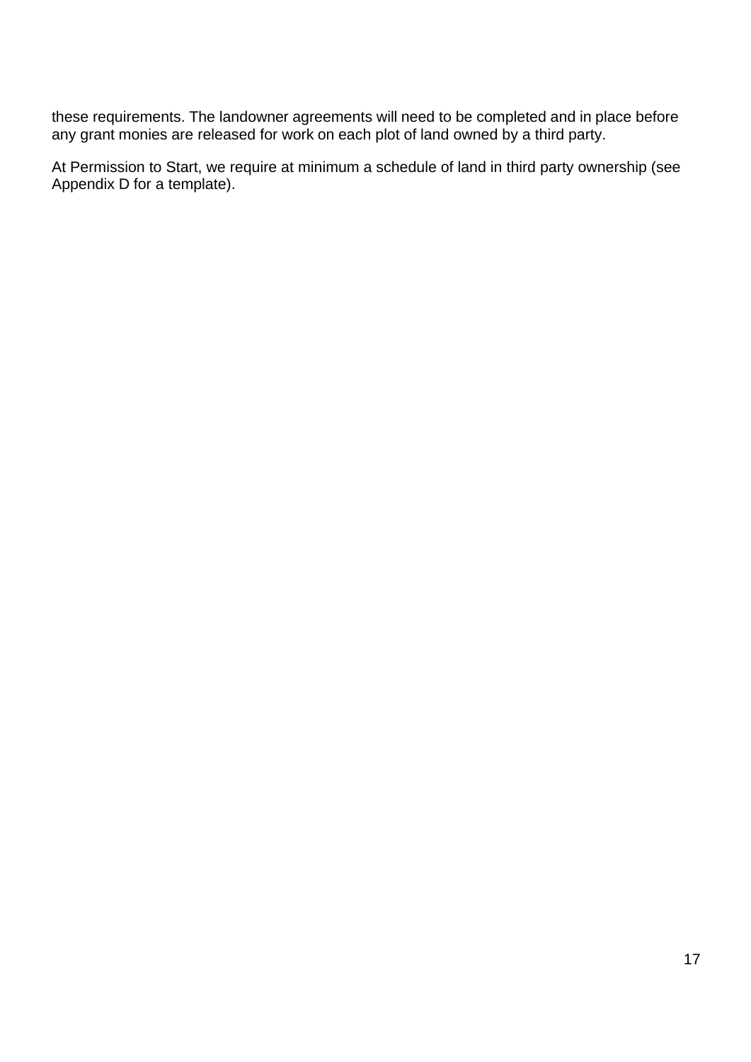these requirements. The landowner agreements will need to be completed and in place before any grant monies are released for work on each plot of land owned by a third party.

At Permission to Start, we require at minimum a schedule of land in third party ownership (see Appendix D for a template).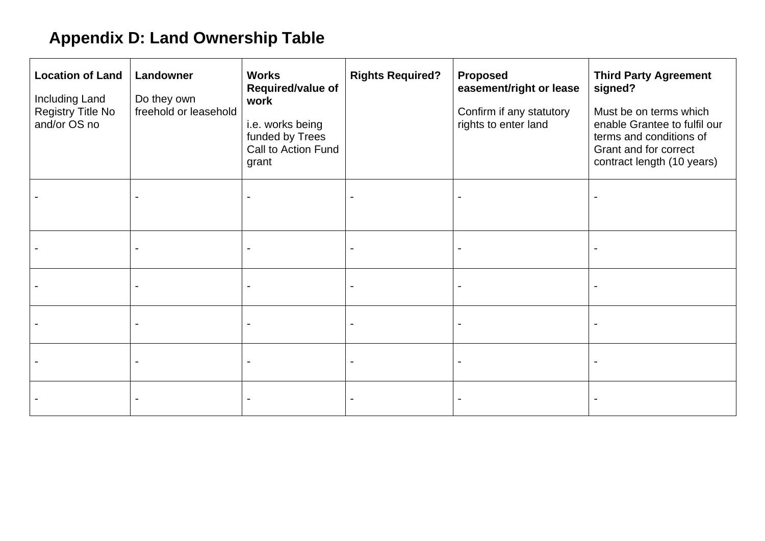## Appendix D: Land Ownership Table

| **Location of Land** Including Land Registry Title No and/or OS no | **Landowner** Do they own freehold or leasehold | **Works Required/value of work** i.e. works being funded by Trees Call to Action Fund grant | **Rights Required?** | **Proposed easement/right or lease** Confirm if any statutory rights to enter land | **Third Party Agreement signed?** Must be on terms which enable Grantee to fulfil our terms and conditions of Grant and for correct contract length (10 years) |
|---|---|---|---|---|---|
| - | - | - | - | - | - |
| - | - | - | - | - | - |
| - | - | - | - | - | - |
| - | - | - | - | - | - |
| - | - | - | - | - | - |
| - | - | - | - | - | - |